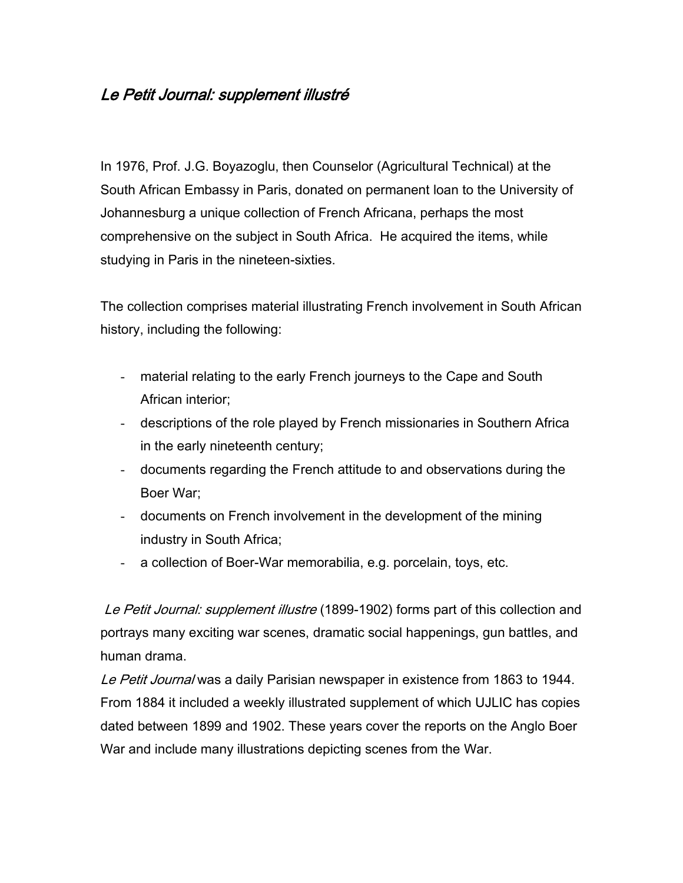# *Le Petit Journal: supplement illustré*

In 1976, Prof. J.G. Boyazoglu, then Counselor (Agricultural Technical) at the South African Embassy in Paris, donated on permanent loan to the University of Johannesburg a unique collection of French Africana, perhaps the most comprehensive on the subject in South Africa. He acquired the items, while studying in Paris in the nineteen-sixties.

The collection comprises material illustrating French involvement in South African history, including the following:

- material relating to the early French journeys to the Cape and South African interior;
- descriptions of the role played by French missionaries in Southern Africa in the early nineteenth century;
- documents regarding the French attitude to and observations during the Boer War;
- documents on French involvement in the development of the mining industry in South Africa;
- a collection of Boer-War memorabilia, e.g. porcelain, toys, etc.

*Le Petit Journal: supplement illustre* (1899-1902) forms part of this collection and portrays many exciting war scenes, dramatic social happenings, gun battles, and human drama.

*Le Petit Journal* was a daily Parisian newspaper in existence from 1863 to 1944. From 1884 it included a weekly illustrated supplement of which UJLIC has copies dated between 1899 and 1902. These years cover the reports on the Anglo Boer War and include many illustrations depicting scenes from the War.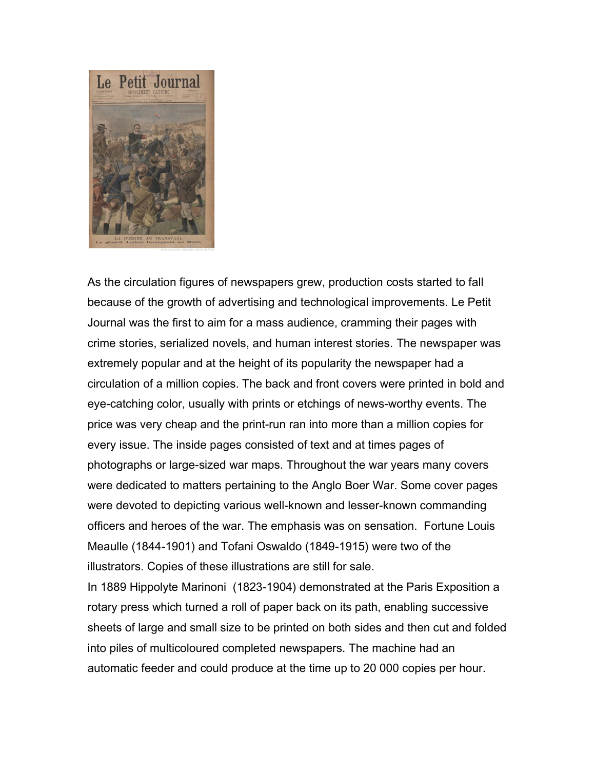As the circulation figures of newspapers grew, production costs started to fall because of the growth of advertising and technological improvements. Le Petit Journal was the first to aim for a mass audience, cramming their pages with crime stories, serialized novels, and human interest stories. The newspaper was extremely popular and at the height of its popularity the newspaper had a circulation of a million copies. The back and front covers were printed in bold and eye-catching color, usually with prints or etchings of news-worthy events. The price was very cheap and the print-run ran into more than a million copies for every issue. The inside pages consisted of text and at times pages of photographs or large-sized war maps. Throughout the war years many covers were dedicated to matters pertaining to the Anglo Boer War. Some cover pages were devoted to depicting various well-known and lesser-known commanding officers and heroes of the war. The emphasis was on sensation.  Fortune Louis Meaulle (1844-1901) and Tofani Oswaldo (1849-1915) were two of the illustrators. Copies of these illustrations are still for sale.

In 1889 Hippolyte Marinoni  (1823-1904) demonstrated at the Paris Exposition a rotary press which turned a roll of paper back on its path, enabling successive sheets of large and small size to be printed on both sides and then cut and folded into piles of multicoloured completed newspapers. The machine had an automatic feeder and could produce at the time up to 20 000 copies per hour.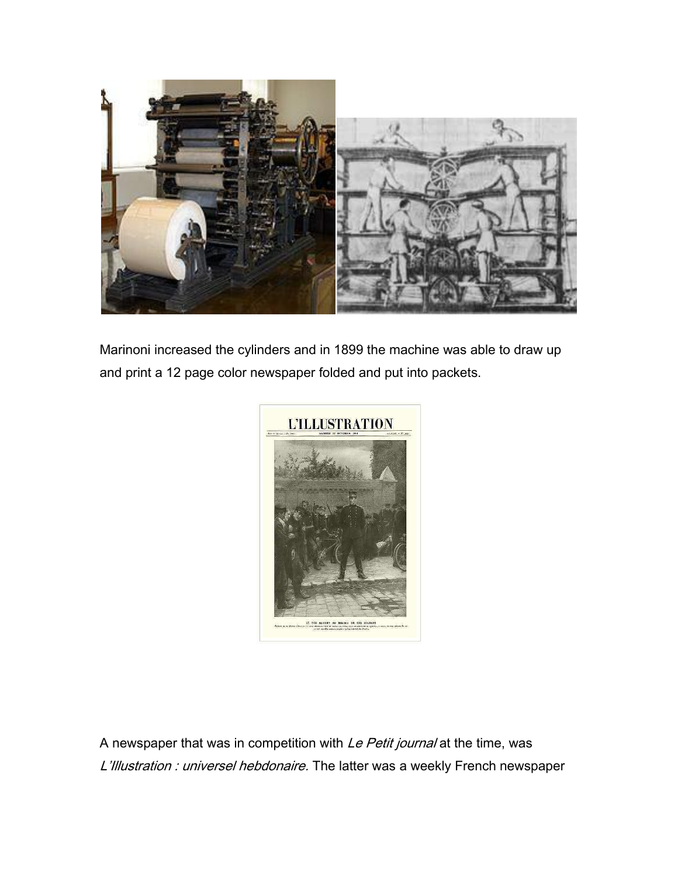Marinoni increased the cylinders and in 1899 the machine was able to draw up and print a 12 page color newspaper folded and put into packets.

A newspaper that was in competition with *Le Petit journal* at the time, was *L'Illustration : universel hebdonaire.* The latter was a weekly French newspaper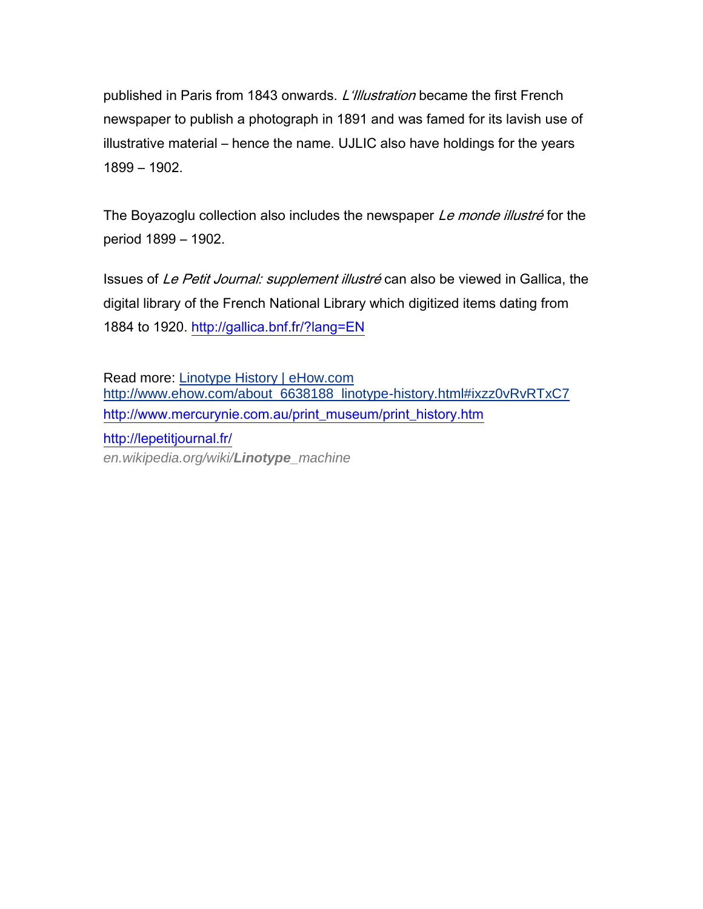published in Paris from 1843 onwards. *L'Illustration* became the first French newspaper to publish a photograph in 1891 and was famed for its lavish use of illustrative material – hence the name. UJLIC also have holdings for the years 1899 – 1902.

The Boyazoglu collection also includes the newspaper *Le monde illustré* for the period 1899 – 1902.

Issues of *Le Petit Journal: supplement illustré* can also be viewed in Gallica, the digital library of the French National Library which digitized items dating from 1884 to 1920. http://gallica.bnf.fr/?lang=EN

Read more: Linotype History | eHow.com
http://www.ehow.com/about_6638188_linotype-history.html#ixzz0vRvRTxC7
http://www.mercurynie.com.au/print_museum/print_history.htm
http://lepetitjournal.fr/
*en.wikipedia.org/wiki/**Linotype**_machine*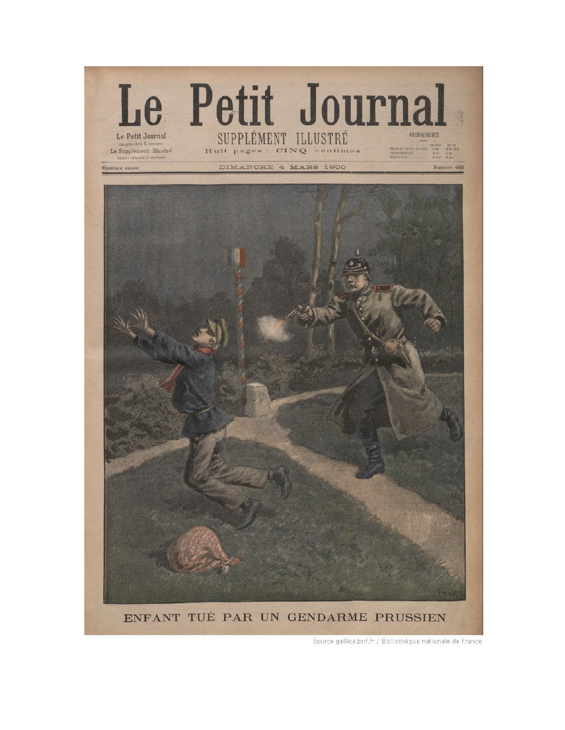# Le Petit Journal

Le Petit Journal
CHAQUE JOUR 5 CENTIMES
Le Supplément illustré
CHAQUE SEMAINE 5 CENTIMES

SUPPLÉMENT ILLUSTRÉ
Huit pages : CINQ centimes

ABONNEMENTS

| | TROIS MOIS | SIX MOIS |
|---|---|---|
| SEINE ET SEINE-ET-OISE | 2 fr. | 3 fr. 50 |
| DÉPARTEMENTS | 2 fr. | 4 fr. |
| ÉTRANGER | 2 50 | 5 fr. |

Onzième année — DIMANCHE 4 MARS 1900 — Numéro 485

ENFANT TUÉ PAR UN GENDARME PRUSSIEN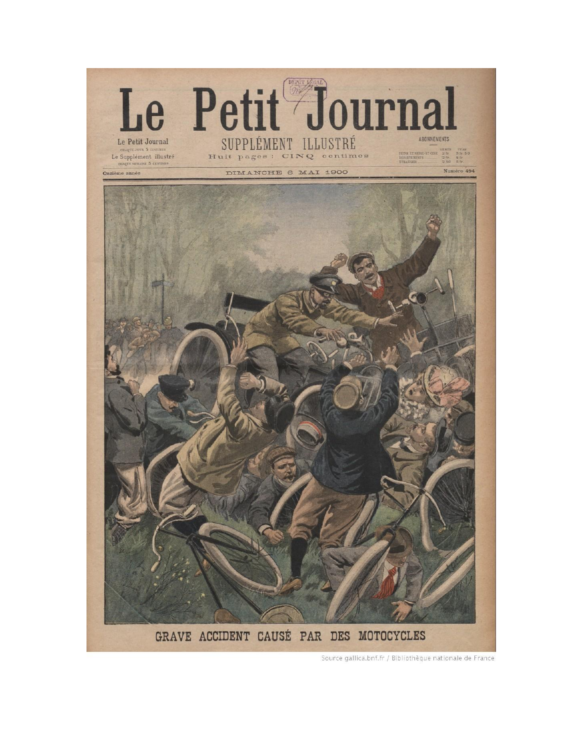# Le Petit Journal

Le Petit Journal
CHAQUE JOUR 5 CENTIMES
Le Supplément illustré
CHAQUE SEMAINE 5 CENTIMES

SUPPLÉMENT ILLUSTRÉ
Huit pages : CINQ centimes

ABONNEMENTS

| | SIX MOIS | UN AN |
|---|---|---|
| SEINE ET SEINE-ET-OISE | 2 fr. | 3 fr. 50 |
| DÉPARTEMENTS | 2 fr. | 4 fr. |
| ÉTRANGER | 2 50 | 5 fr. |

Onzième année — DIMANCHE 6 MAI 1900 — Numéro 494

GRAVE ACCIDENT CAUSÉ PAR DES MOTOCYCLES